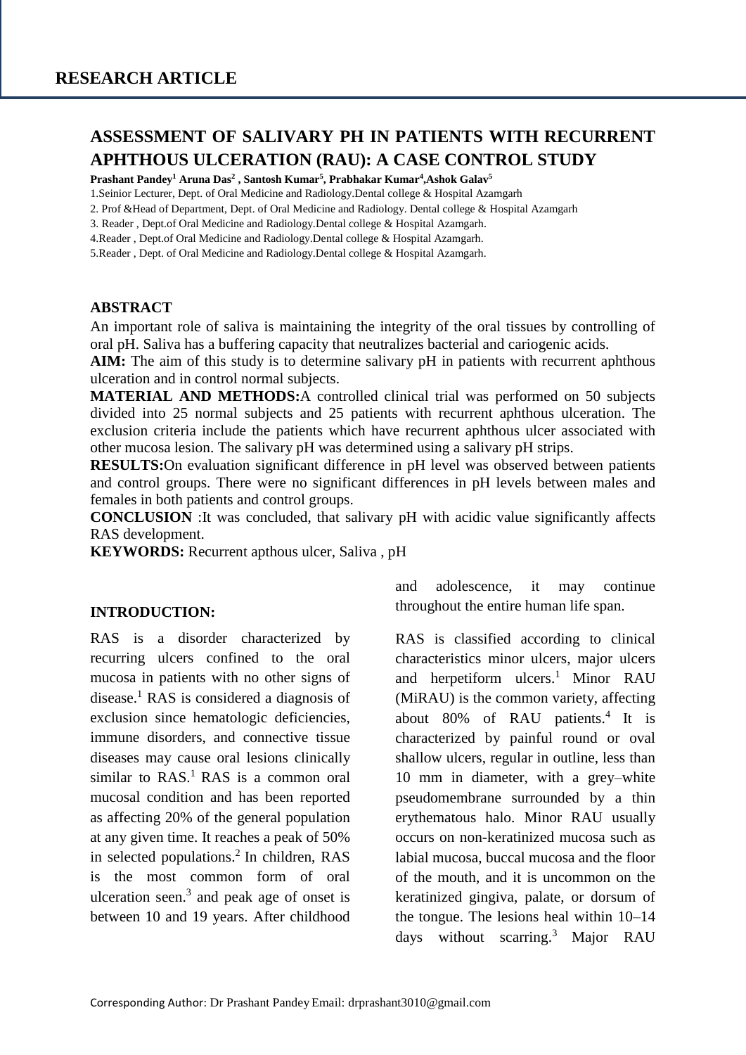RESEARCH ARTICLE

# ASSESSMENT OF SALIVARY PH IN PATIENTS WITH RECURRENT APHTHOUS ULCERATION (RAU): A CASE CONTROL STUDY

**Prashant Pandey[1] Aruna Das[2] , Santosh Kumar[5], Prabhakar Kumar[4],Ashok Galav[5]**

1.Seinior Lecturer, Dept. of Oral Medicine and Radiology.Dental college & Hospital Azamgarh

2. Prof &Head of Department, Dept. of Oral Medicine and Radiology. Dental college & Hospital Azamgarh

3. Reader , Dept.of Oral Medicine and Radiology.Dental college & Hospital Azamgarh.

4.Reader , Dept.of Oral Medicine and Radiology.Dental college & Hospital Azamgarh.

5.Reader , Dept. of Oral Medicine and Radiology.Dental college & Hospital Azamgarh.

## ABSTRACT

An important role of saliva is maintaining the integrity of the oral tissues by controlling of oral pH. Saliva has a buffering capacity that neutralizes bacterial and cariogenic acids.

**AIM:** The aim of this study is to determine salivary pH in patients with recurrent aphthous ulceration and in control normal subjects.

**MATERIAL AND METHODS:**A controlled clinical trial was performed on 50 subjects divided into 25 normal subjects and 25 patients with recurrent aphthous ulceration. The exclusion criteria include the patients which have recurrent aphthous ulcer associated with other mucosa lesion. The salivary pH was determined using a salivary pH strips.

**RESULTS:**On evaluation significant difference in pH level was observed between patients and control groups. There were no significant differences in pH levels between males and females in both patients and control groups.

**CONCLUSION** :It was concluded, that salivary pH with acidic value significantly affects RAS development.

**KEYWORDS:** Recurrent apthous ulcer, Saliva , pH

## INTRODUCTION:

RAS is a disorder characterized by recurring ulcers confined to the oral mucosa in patients with no other signs of disease.[1] RAS is considered a diagnosis of exclusion since hematologic deficiencies, immune disorders, and connective tissue diseases may cause oral lesions clinically similar to RAS.[1] RAS is a common oral mucosal condition and has been reported as affecting 20% of the general population at any given time. It reaches a peak of 50% in selected populations.[2] In children, RAS is the most common form of oral ulceration seen.[3] and peak age of onset is between 10 and 19 years. After childhood and adolescence, it may continue throughout the entire human life span.

RAS is classified according to clinical characteristics minor ulcers, major ulcers and herpetiform ulcers.[1] Minor RAU (MiRAU) is the common variety, affecting about 80% of RAU patients.[4] It is characterized by painful round or oval shallow ulcers, regular in outline, less than 10 mm in diameter, with a grey–white pseudomembrane surrounded by a thin erythematous halo. Minor RAU usually occurs on non-keratinized mucosa such as labial mucosa, buccal mucosa and the floor of the mouth, and it is uncommon on the keratinized gingiva, palate, or dorsum of the tongue. The lesions heal within 10–14 days without scarring.[3] Major RAU

Corresponding Author: Dr Prashant Pandey Email: drprashant3010@gmail.com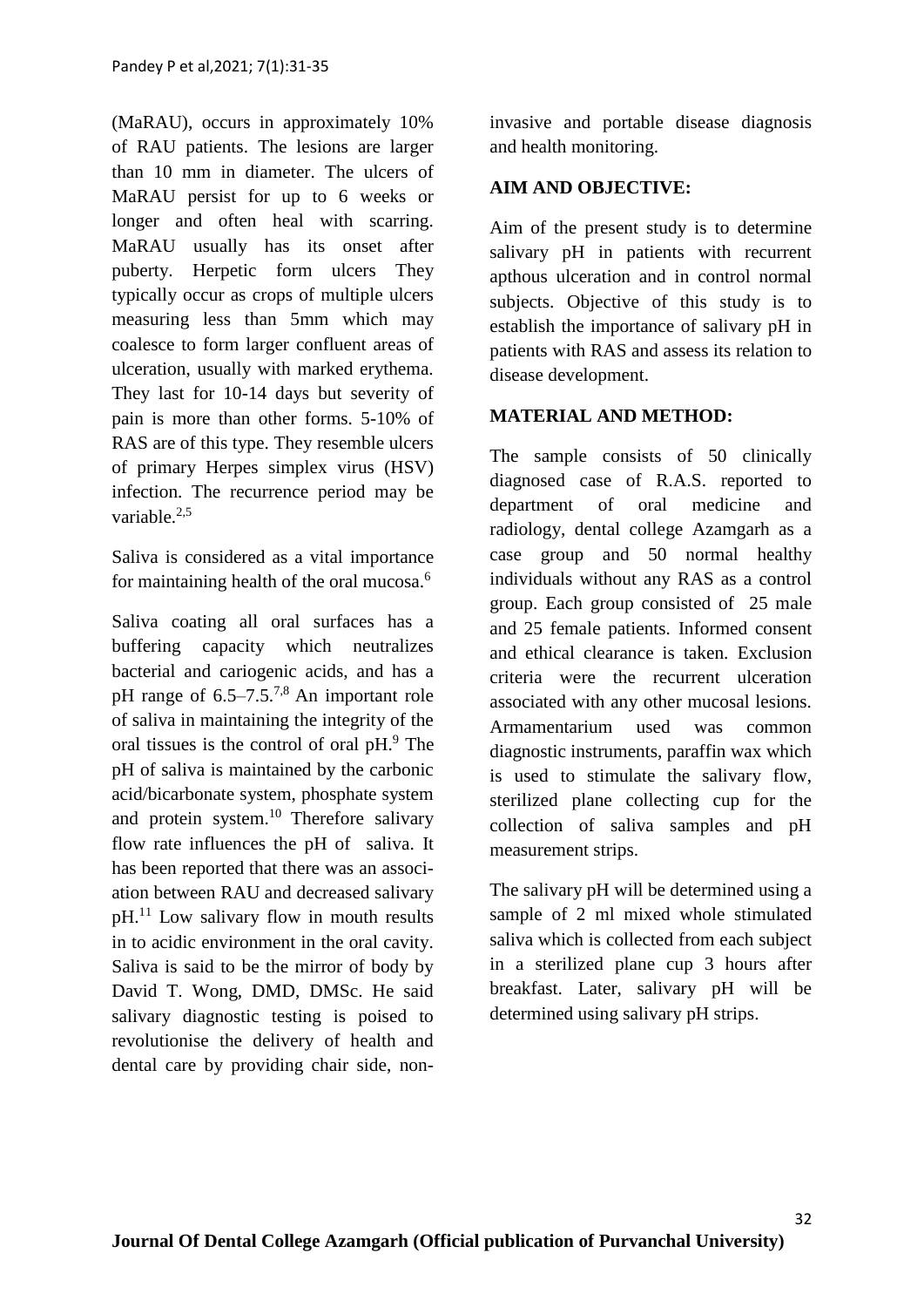(MaRAU), occurs in approximately 10% of RAU patients. The lesions are larger than 10 mm in diameter. The ulcers of MaRAU persist for up to 6 weeks or longer and often heal with scarring. MaRAU usually has its onset after puberty. Herpetic form ulcers They typically occur as crops of multiple ulcers measuring less than 5mm which may coalesce to form larger confluent areas of ulceration, usually with marked erythema. They last for 10-14 days but severity of pain is more than other forms. 5-10% of RAS are of this type. They resemble ulcers of primary Herpes simplex virus (HSV) infection. The recurrence period may be variable.[2,5]

Saliva is considered as a vital importance for maintaining health of the oral mucosa.[6]

Saliva coating all oral surfaces has a buffering capacity which neutralizes bacterial and cariogenic acids, and has a pH range of 6.5–7.5.[7,8] An important role of saliva in maintaining the integrity of the oral tissues is the control of oral pH.[9] The pH of saliva is maintained by the carbonic acid/bicarbonate system, phosphate system and protein system.[10] Therefore salivary flow rate influences the pH of saliva. It has been reported that there was an association between RAU and decreased salivary pH.[11] Low salivary flow in mouth results in to acidic environment in the oral cavity. Saliva is said to be the mirror of body by David T. Wong, DMD, DMSc. He said salivary diagnostic testing is poised to revolutionise the delivery of health and dental care by providing chair side, non-invasive and portable disease diagnosis and health monitoring.

## AIM AND OBJECTIVE:

Aim of the present study is to determine salivary pH in patients with recurrent apthous ulceration and in control normal subjects. Objective of this study is to establish the importance of salivary pH in patients with RAS and assess its relation to disease development.

## MATERIAL AND METHOD:

The sample consists of 50 clinically diagnosed case of R.A.S. reported to department of oral medicine and radiology, dental college Azamgarh as a case group and 50 normal healthy individuals without any RAS as a control group. Each group consisted of 25 male and 25 female patients. Informed consent and ethical clearance is taken. Exclusion criteria were the recurrent ulceration associated with any other mucosal lesions. Armamentarium used was common diagnostic instruments, paraffin wax which is used to stimulate the salivary flow, sterilized plane collecting cup for the collection of saliva samples and pH measurement strips.

The salivary pH will be determined using a sample of 2 ml mixed whole stimulated saliva which is collected from each subject in a sterilized plane cup 3 hours after breakfast. Later, salivary pH will be determined using salivary pH strips.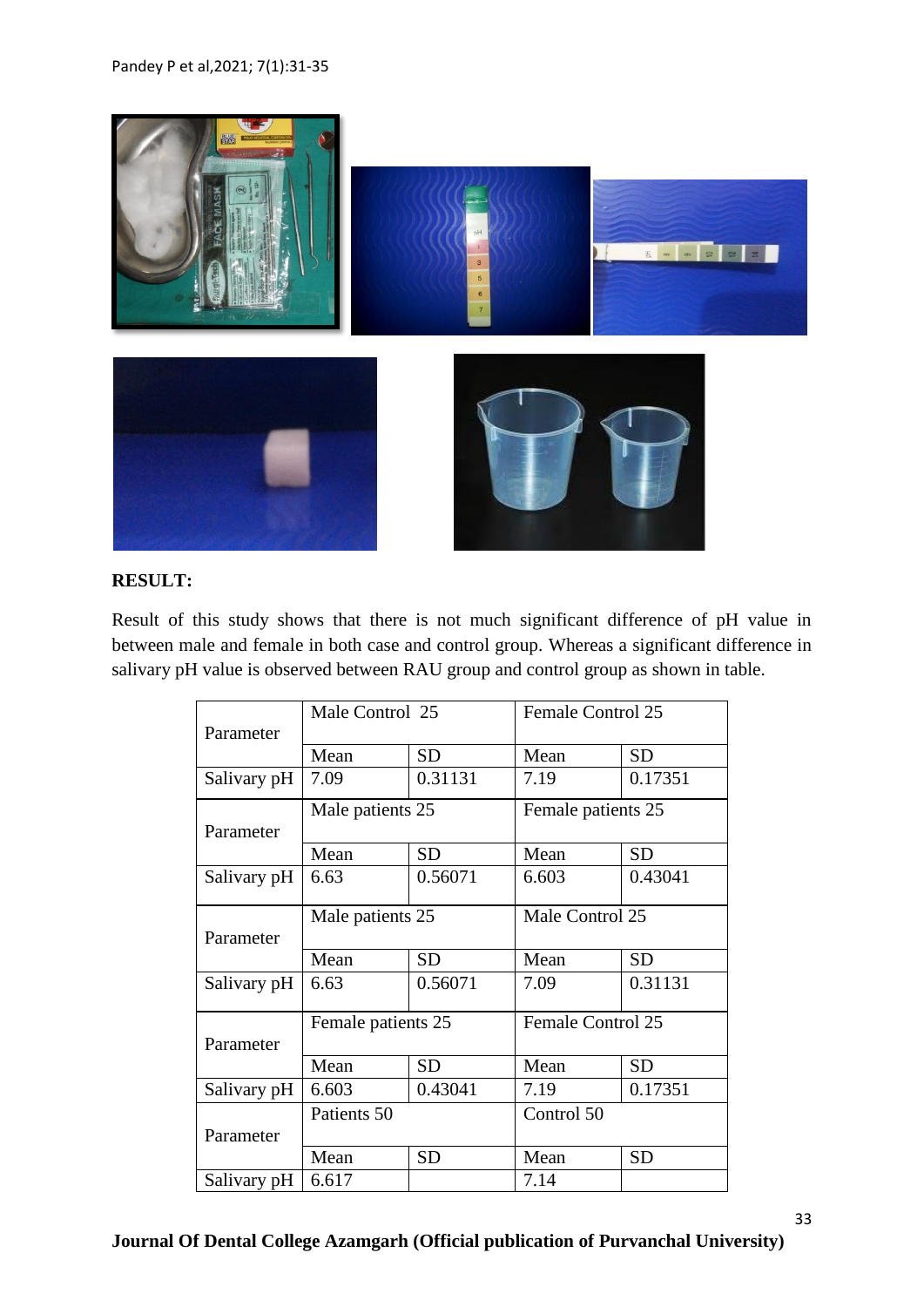## RESULT:

Result of this study shows that there is not much significant difference of pH value in between male and female in both case and control group. Whereas a significant difference in salivary pH value is observed between RAU group and control group as shown in table.

| Parameter | Male Control 25 | | Female Control 25 | |
|---|---|---|---|---|
| | Mean | SD | Mean | SD |
| Salivary pH | 7.09 | 0.31131 | 7.19 | 0.17351 |
| **Parameter** | **Male patients 25** | | **Female patients 25** | |
| | Mean | SD | Mean | SD |
| Salivary pH | 6.63 | 0.56071 | 6.603 | 0.43041 |
| **Parameter** | **Male patients 25** | | **Male Control 25** | |
| | Mean | SD | Mean | SD |
| Salivary pH | 6.63 | 0.56071 | 7.09 | 0.31131 |
| **Parameter** | **Female patients 25** | | **Female Control 25** | |
| | Mean | SD | Mean | SD |
| Salivary pH | 6.603 | 0.43041 | 7.19 | 0.17351 |
| **Parameter** | **Patients 50** | | **Control 50** | |
| | Mean | SD | Mean | SD |
| Salivary pH | 6.617 | | 7.14 | |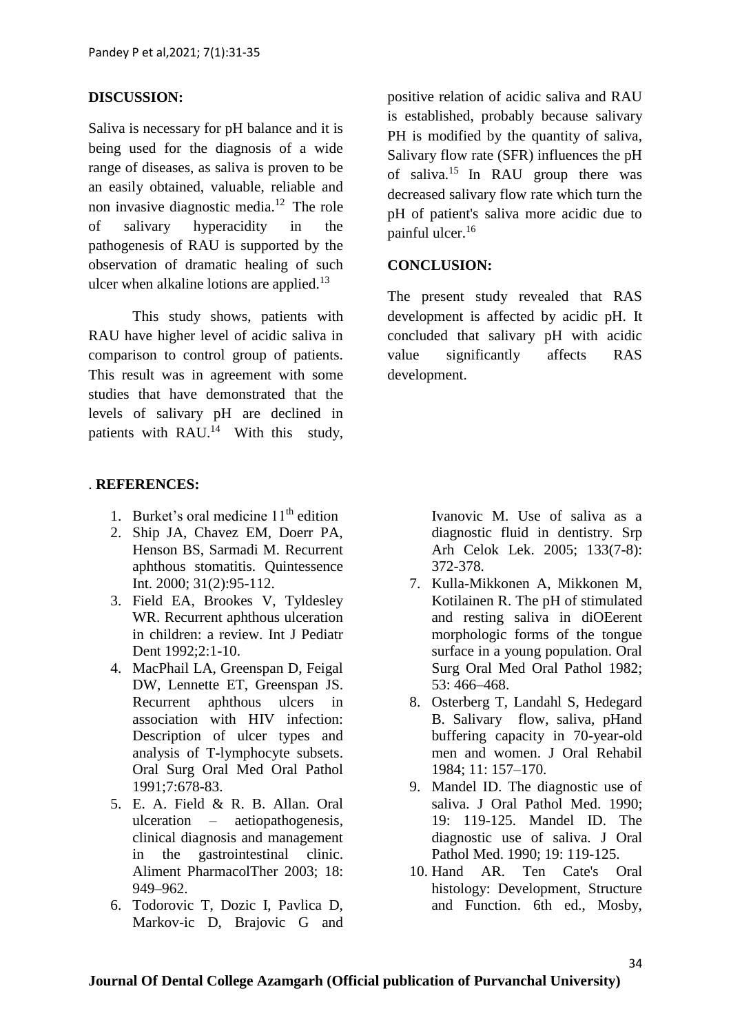## DISCUSSION:

Saliva is necessary for pH balance and it is being used for the diagnosis of a wide range of diseases, as saliva is proven to be an easily obtained, valuable, reliable and non invasive diagnostic media.[12] The role of salivary hyperacidity in the pathogenesis of RAU is supported by the observation of dramatic healing of such ulcer when alkaline lotions are applied.[13]

This study shows, patients with RAU have higher level of acidic saliva in comparison to control group of patients. This result was in agreement with some studies that have demonstrated that the levels of salivary pH are declined in patients with RAU.[14] With this study, positive relation of acidic saliva and RAU is established, probably because salivary PH is modified by the quantity of saliva, Salivary flow rate (SFR) influences the pH of saliva.[15] In RAU group there was decreased salivary flow rate which turn the pH of patient's saliva more acidic due to painful ulcer.[16]

## CONCLUSION:

The present study revealed that RAS development is affected by acidic pH. It concluded that salivary pH with acidic value significantly affects RAS development.

## . REFERENCES:

1. Burket's oral medicine 11th edition
2. Ship JA, Chavez EM, Doerr PA, Henson BS, Sarmadi M. Recurrent aphthous stomatitis. Quintessence Int. 2000; 31(2):95-112.
3. Field EA, Brookes V, Tyldesley WR. Recurrent aphthous ulceration in children: a review. Int J Pediatr Dent 1992;2:1-10.
4. MacPhail LA, Greenspan D, Feigal DW, Lennette ET, Greenspan JS. Recurrent aphthous ulcers in association with HIV infection: Description of ulcer types and analysis of T-lymphocyte subsets. Oral Surg Oral Med Oral Pathol 1991;7:678-83.
5. E. A. Field & R. B. Allan. Oral ulceration – aetiopathogenesis, clinical diagnosis and management in the gastrointestinal clinic. Aliment PharmacolTher 2003; 18: 949–962.
6. Todorovic T, Dozic I, Pavlica D, Markov-ic D, Brajovic G and Ivanovic M. Use of saliva as a diagnostic fluid in dentistry. Srp Arh Celok Lek. 2005; 133(7-8): 372-378.
7. Kulla-Mikkonen A, Mikkonen M, Kotilainen R. The pH of stimulated and resting saliva in diOEerent morphologic forms of the tongue surface in a young population. Oral Surg Oral Med Oral Pathol 1982; 53: 466–468.
8. Osterberg T, Landahl S, Hedegard B. Salivary flow, saliva, pHand buffering capacity in 70-year-old men and women. J Oral Rehabil 1984; 11: 157–170.
9. Mandel ID. The diagnostic use of saliva. J Oral Pathol Med. 1990; 19: 119-125. Mandel ID. The diagnostic use of saliva. J Oral Pathol Med. 1990; 19: 119-125.
10. Hand AR. Ten Cate's Oral histology: Development, Structure and Function. 6th ed., Mosby,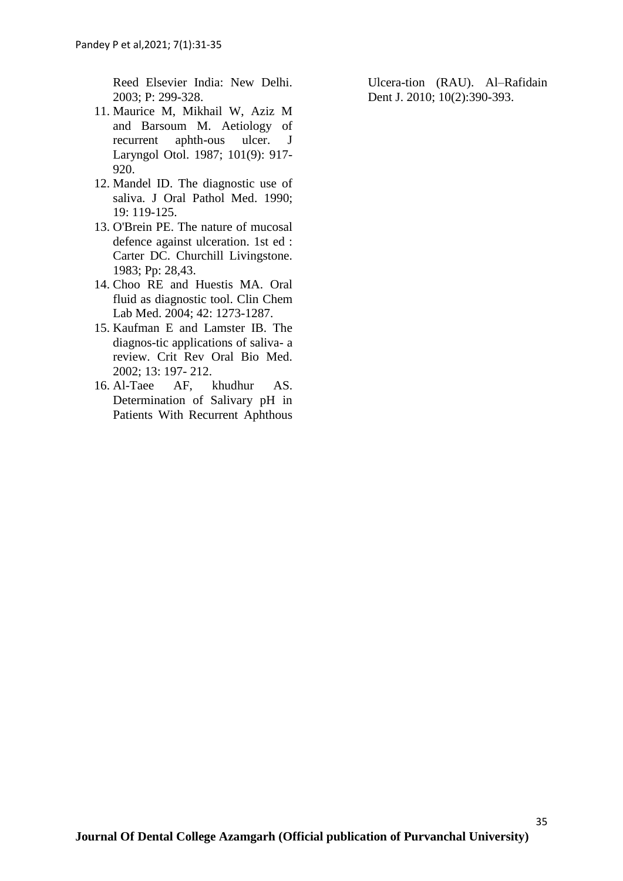Reed Elsevier India: New Delhi. 2003; P: 299-328.

11. Maurice M, Mikhail W, Aziz M and Barsoum M. Aetiology of recurrent aphth-ous ulcer. J Laryngol Otol. 1987; 101(9): 917-920.
12. Mandel ID. The diagnostic use of saliva. J Oral Pathol Med. 1990; 19: 119-125.
13. O'Brein PE. The nature of mucosal defence against ulceration. 1st ed : Carter DC. Churchill Livingstone. 1983; Pp: 28,43.
14. Choo RE and Huestis MA. Oral fluid as diagnostic tool. Clin Chem Lab Med. 2004; 42: 1273-1287.
15. Kaufman E and Lamster IB. The diagnos-tic applications of saliva- a review. Crit Rev Oral Bio Med. 2002; 13: 197- 212.
16. Al-Taee AF, khudhur AS. Determination of Salivary pH in Patients With Recurrent Aphthous Ulcera-tion (RAU). Al–Rafidain Dent J. 2010; 10(2):390-393.